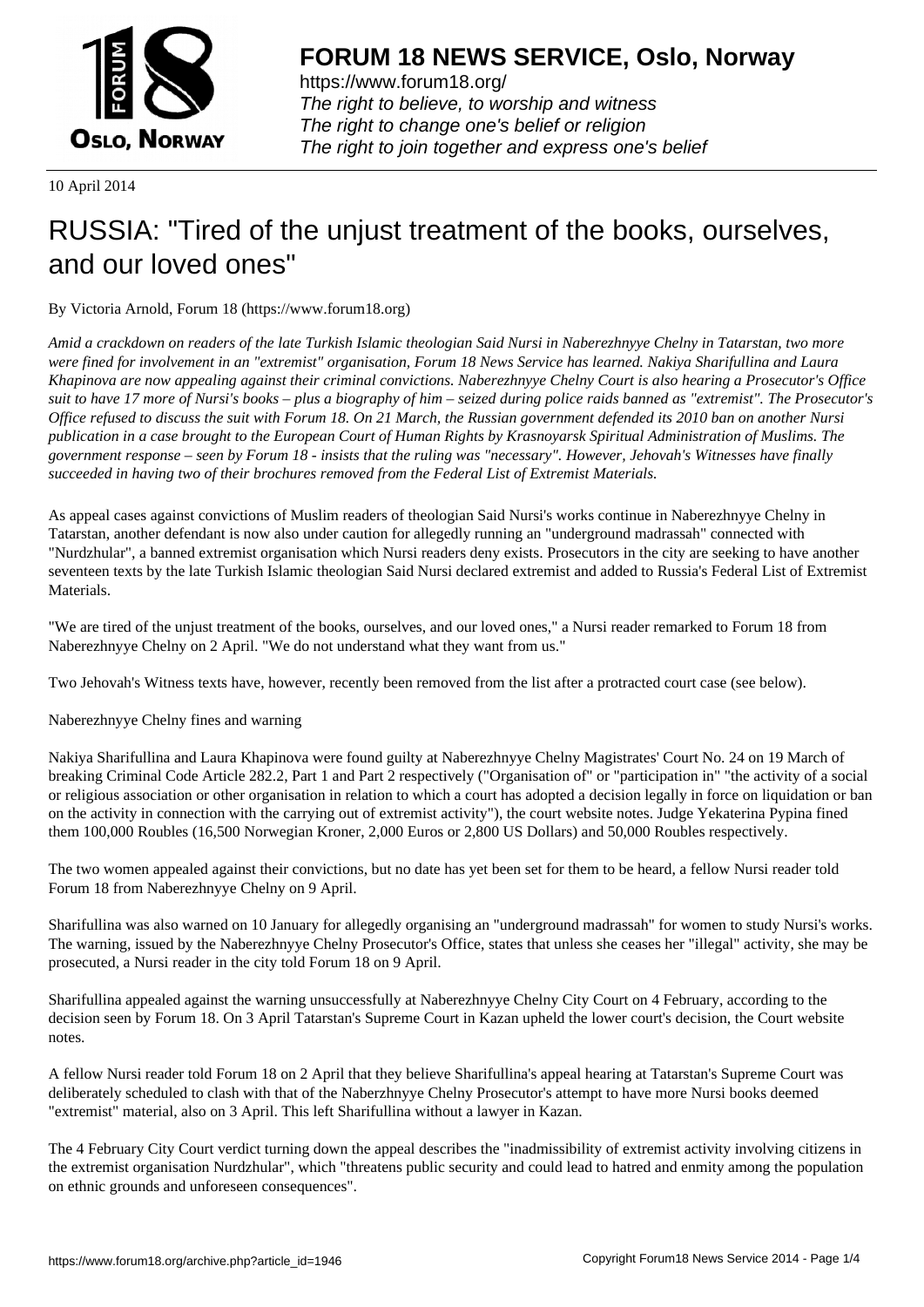10 April 2014

# RUSSIA: "Tired of the unjust treatment of the books, ourselves, and our loved ones"

By Victoria Arnold, Forum 18 (https://www.forum18.org)

*Amid a crackdown on readers of the late Turkish Islamic theologian Said Nursi in Naberezhnyye Chelny in Tatarstan, two more were fined for involvement in an "extremist" organisation, Forum 18 News Service has learned. Nakiya Sharifullina and Laura Khapinova are now appealing against their criminal convictions. Naberezhnyye Chelny Court is also hearing a Prosecutor's Office suit to have 17 more of Nursi's books – plus a biography of him – seized during police raids banned as "extremist". The Prosecutor's Office refused to discuss the suit with Forum 18. On 21 March, the Russian government defended its 2010 ban on another Nursi publication in a case brought to the European Court of Human Rights by Krasnoyarsk Spiritual Administration of Muslims. The government response – seen by Forum 18 - insists that the ruling was "necessary". However, Jehovah's Witnesses have finally succeeded in having two of their brochures removed from the Federal List of Extremist Materials.*

As appeal cases against convictions of Muslim readers of theologian Said Nursi's works continue in Naberezhnyye Chelny in Tatarstan, another defendant is now also under caution for allegedly running an "underground madrassah" connected with "Nurdzhular", a banned extremist organisation which Nursi readers deny exists. Prosecutors in the city are seeking to have another seventeen texts by the late Turkish Islamic theologian Said Nursi declared extremist and added to Russia's Federal List of Extremist Materials.

"We are tired of the unjust treatment of the books, ourselves, and our loved ones," a Nursi reader remarked to Forum 18 from Naberezhnyye Chelny on 2 April. "We do not understand what they want from us."

Two Jehovah's Witness texts have, however, recently been removed from the list after a protracted court case (see below).

Naberezhnyye Chelny fines and warning

Nakiya Sharifullina and Laura Khapinova were found guilty at Naberezhnyye Chelny Magistrates' Court No. 24 on 19 March of breaking Criminal Code Article 282.2, Part 1 and Part 2 respectively ("Organisation of" or "participation in" "the activity of a social or religious association or other organisation in relation to which a court has adopted a decision legally in force on liquidation or ban on the activity in connection with the carrying out of extremist activity"), the court website notes. Judge Yekaterina Pypina fined them 100,000 Roubles (16,500 Norwegian Kroner, 2,000 Euros or 2,800 US Dollars) and 50,000 Roubles respectively.

The two women appealed against their convictions, but no date has yet been set for them to be heard, a fellow Nursi reader told Forum 18 from Naberezhnyye Chelny on 9 April.

Sharifullina was also warned on 10 January for allegedly organising an "underground madrassah" for women to study Nursi's works. The warning, issued by the Naberezhnyye Chelny Prosecutor's Office, states that unless she ceases her "illegal" activity, she may be prosecuted, a Nursi reader in the city told Forum 18 on 9 April.

Sharifullina appealed against the warning unsuccessfully at Naberezhnyye Chelny City Court on 4 February, according to the decision seen by Forum 18. On 3 April Tatarstan's Supreme Court in Kazan upheld the lower court's decision, the Court website notes.

A fellow Nursi reader told Forum 18 on 2 April that they believe Sharifullina's appeal hearing at Tatarstan's Supreme Court was deliberately scheduled to clash with that of the Naberzhnyye Chelny Prosecutor's attempt to have more Nursi books deemed "extremist" material, also on 3 April. This left Sharifullina without a lawyer in Kazan.

The 4 February City Court verdict turning down the appeal describes the "inadmissibility of extremist activity involving citizens in the extremist organisation Nurdzhular", which "threatens public security and could lead to hatred and enmity among the population on ethnic grounds and unforeseen consequences".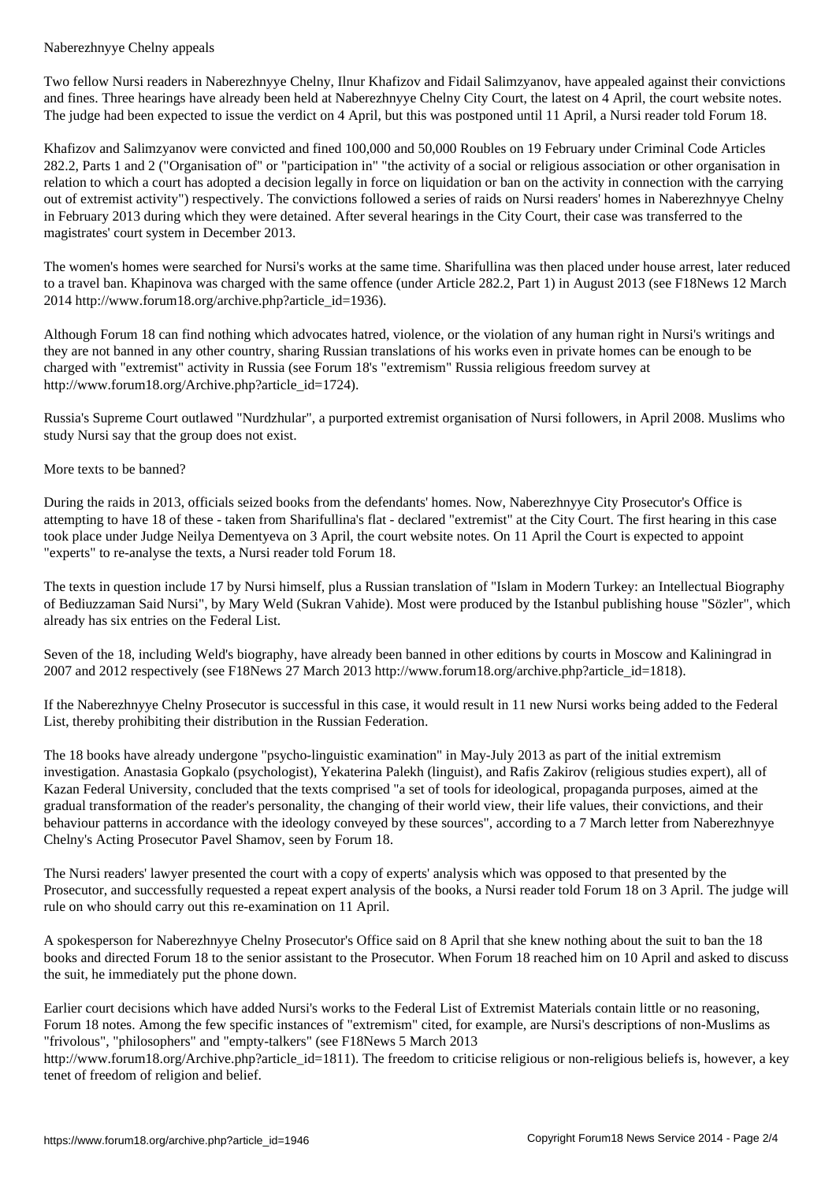Naberezhnyye Chelny appeals

Two fellow Nursi readers in Naberezhnyye Chelny, Ilnur Khafizov and Fidail Salimzyanov, have appealed against their convictions and fines. Three hearings have already been held at Naberezhnyye Chelny City Court, the latest on 4 April, the court website notes. The judge had been expected to issue the verdict on 4 April, but this was postponed until 11 April, a Nursi reader told Forum 18.

Khafizov and Salimzyanov were convicted and fined 100,000 and 50,000 Roubles on 19 February under Criminal Code Articles 282.2, Parts 1 and 2 ("Organisation of" or "participation in" "the activity of a social or religious association or other organisation in relation to which a court has adopted a decision legally in force on liquidation or ban on the activity in connection with the carrying out of extremist activity") respectively. The convictions followed a series of raids on Nursi readers' homes in Naberezhnyye Chelny in February 2013 during which they were detained. After several hearings in the City Court, their case was transferred to the magistrates' court system in December 2013.

The women's homes were searched for Nursi's works at the same time. Sharifullina was then placed under house arrest, later reduced to a travel ban. Khapinova was charged with the same offence (under Article 282.2, Part 1) in August 2013 (see F18News 12 March 2014 http://www.forum18.org/archive.php?article_id=1936).

Although Forum 18 can find nothing which advocates hatred, violence, or the violation of any human right in Nursi's writings and they are not banned in any other country, sharing Russian translations of his works even in private homes can be enough to be charged with "extremist" activity in Russia (see Forum 18's "extremism" Russia religious freedom survey at http://www.forum18.org/Archive.php?article_id=1724).

Russia's Supreme Court outlawed "Nurdzhular", a purported extremist organisation of Nursi followers, in April 2008. Muslims who study Nursi say that the group does not exist.

More texts to be banned?

During the raids in 2013, officials seized books from the defendants' homes. Now, Naberezhnyye City Prosecutor's Office is attempting to have 18 of these - taken from Sharifullina's flat - declared "extremist" at the City Court. The first hearing in this case took place under Judge Neilya Dementyeva on 3 April, the court website notes. On 11 April the Court is expected to appoint "experts" to re-analyse the texts, a Nursi reader told Forum 18.

The texts in question include 17 by Nursi himself, plus a Russian translation of "Islam in Modern Turkey: an Intellectual Biography of Bediuzzaman Said Nursi", by Mary Weld (Sukran Vahide). Most were produced by the Istanbul publishing house "Sözler", which already has six entries on the Federal List.

Seven of the 18, including Weld's biography, have already been banned in other editions by courts in Moscow and Kaliningrad in 2007 and 2012 respectively (see F18News 27 March 2013 http://www.forum18.org/archive.php?article_id=1818).

If the Naberezhnyye Chelny Prosecutor is successful in this case, it would result in 11 new Nursi works being added to the Federal List, thereby prohibiting their distribution in the Russian Federation.

The 18 books have already undergone "psycho-linguistic examination" in May-July 2013 as part of the initial extremism investigation. Anastasia Gopkalo (psychologist), Yekaterina Palekh (linguist), and Rafis Zakirov (religious studies expert), all of Kazan Federal University, concluded that the texts comprised "a set of tools for ideological, propaganda purposes, aimed at the gradual transformation of the reader's personality, the changing of their world view, their life values, their convictions, and their behaviour patterns in accordance with the ideology conveyed by these sources", according to a 7 March letter from Naberezhnyye Chelny's Acting Prosecutor Pavel Shamov, seen by Forum 18.

The Nursi readers' lawyer presented the court with a copy of experts' analysis which was opposed to that presented by the Prosecutor, and successfully requested a repeat expert analysis of the books, a Nursi reader told Forum 18 on 3 April. The judge will rule on who should carry out this re-examination on 11 April.

A spokesperson for Naberezhnyye Chelny Prosecutor's Office said on 8 April that she knew nothing about the suit to ban the 18 books and directed Forum 18 to the senior assistant to the Prosecutor. When Forum 18 reached him on 10 April and asked to discuss the suit, he immediately put the phone down.

Earlier court decisions which have added Nursi's works to the Federal List of Extremist Materials contain little or no reasoning, Forum 18 notes. Among the few specific instances of "extremism" cited, for example, are Nursi's descriptions of non-Muslims as "frivolous", "philosophers" and "empty-talkers" (see F18News 5 March 2013 http://www.forum18.org/Archive.php?article_id=1811). The freedom to criticise religious or non-religious beliefs is, however, a key tenet of freedom of religion and belief.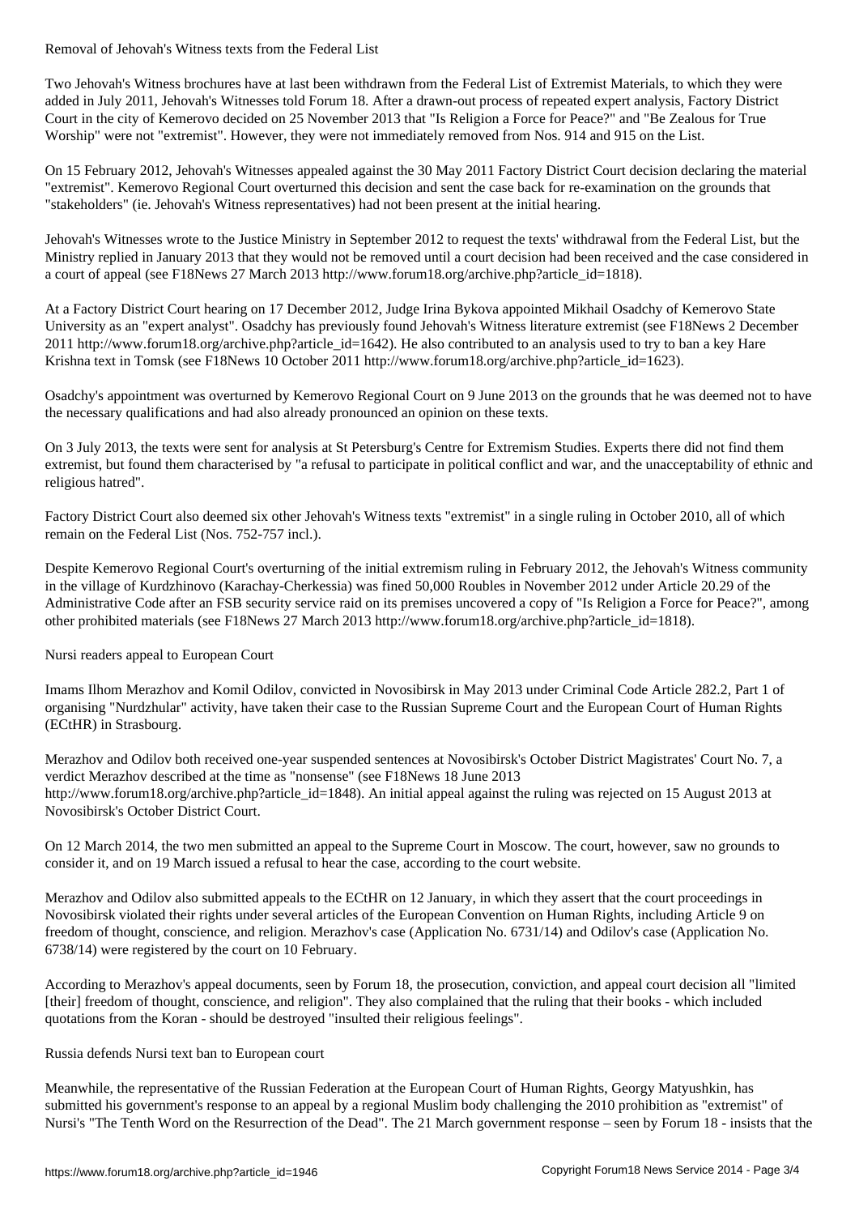## Removal of Jehovah's Witness texts from the Federal List

Two Jehovah's Witness brochures have at last been withdrawn from the Federal List of Extremist Materials, to which they were added in July 2011, Jehovah's Witnesses told Forum 18. After a drawn-out process of repeated expert analysis, Factory District Court in the city of Kemerovo decided on 25 November 2013 that "Is Religion a Force for Peace?" and "Be Zealous for True Worship" were not "extremist". However, they were not immediately removed from Nos. 914 and 915 on the List.

On 15 February 2012, Jehovah's Witnesses appealed against the 30 May 2011 Factory District Court decision declaring the material "extremist". Kemerovo Regional Court overturned this decision and sent the case back for re-examination on the grounds that "stakeholders" (ie. Jehovah's Witness representatives) had not been present at the initial hearing.

Jehovah's Witnesses wrote to the Justice Ministry in September 2012 to request the texts' withdrawal from the Federal List, but the Ministry replied in January 2013 that they would not be removed until a court decision had been received and the case considered in a court of appeal (see F18News 27 March 2013 http://www.forum18.org/archive.php?article_id=1818).

At a Factory District Court hearing on 17 December 2012, Judge Irina Bykova appointed Mikhail Osadchy of Kemerovo State University as an "expert analyst". Osadchy has previously found Jehovah's Witness literature extremist (see F18News 2 December 2011 http://www.forum18.org/archive.php?article_id=1642). He also contributed to an analysis used to try to ban a key Hare Krishna text in Tomsk (see F18News 10 October 2011 http://www.forum18.org/archive.php?article_id=1623).

Osadchy's appointment was overturned by Kemerovo Regional Court on 9 June 2013 on the grounds that he was deemed not to have the necessary qualifications and had also already pronounced an opinion on these texts.

On 3 July 2013, the texts were sent for analysis at St Petersburg's Centre for Extremism Studies. Experts there did not find them extremist, but found them characterised by "a refusal to participate in political conflict and war, and the unacceptability of ethnic and religious hatred".

Factory District Court also deemed six other Jehovah's Witness texts "extremist" in a single ruling in October 2010, all of which remain on the Federal List (Nos. 752-757 incl.).

Despite Kemerovo Regional Court's overturning of the initial extremism ruling in February 2012, the Jehovah's Witness community in the village of Kurdzhinovo (Karachay-Cherkessia) was fined 50,000 Roubles in November 2012 under Article 20.29 of the Administrative Code after an FSB security service raid on its premises uncovered a copy of "Is Religion a Force for Peace?", among other prohibited materials (see F18News 27 March 2013 http://www.forum18.org/archive.php?article_id=1818).

## Nursi readers appeal to European Court

Imams Ilhom Merazhov and Komil Odilov, convicted in Novosibirsk in May 2013 under Criminal Code Article 282.2, Part 1 of organising "Nurdzhular" activity, have taken their case to the Russian Supreme Court and the European Court of Human Rights (ECtHR) in Strasbourg.

Merazhov and Odilov both received one-year suspended sentences at Novosibirsk's October District Magistrates' Court No. 7, a verdict Merazhov described at the time as "nonsense" (see F18News 18 June 2013 http://www.forum18.org/archive.php?article_id=1848). An initial appeal against the ruling was rejected on 15 August 2013 at Novosibirsk's October District Court.

On 12 March 2014, the two men submitted an appeal to the Supreme Court in Moscow. The court, however, saw no grounds to consider it, and on 19 March issued a refusal to hear the case, according to the court website.

Merazhov and Odilov also submitted appeals to the ECtHR on 12 January, in which they assert that the court proceedings in Novosibirsk violated their rights under several articles of the European Convention on Human Rights, including Article 9 on freedom of thought, conscience, and religion. Merazhov's case (Application No. 6731/14) and Odilov's case (Application No. 6738/14) were registered by the court on 10 February.

According to Merazhov's appeal documents, seen by Forum 18, the prosecution, conviction, and appeal court decision all "limited [their] freedom of thought, conscience, and religion". They also complained that the ruling that their books - which included quotations from the Koran - should be destroyed "insulted their religious feelings".

## Russia defends Nursi text ban to European court

Meanwhile, the representative of the Russian Federation at the European Court of Human Rights, Georgy Matyushkin, has submitted his government's response to an appeal by a regional Muslim body challenging the 2010 prohibition as "extremist" of Nursi's "The Tenth Word on the Resurrection of the Dead". The 21 March government response – seen by Forum 18 - insists that the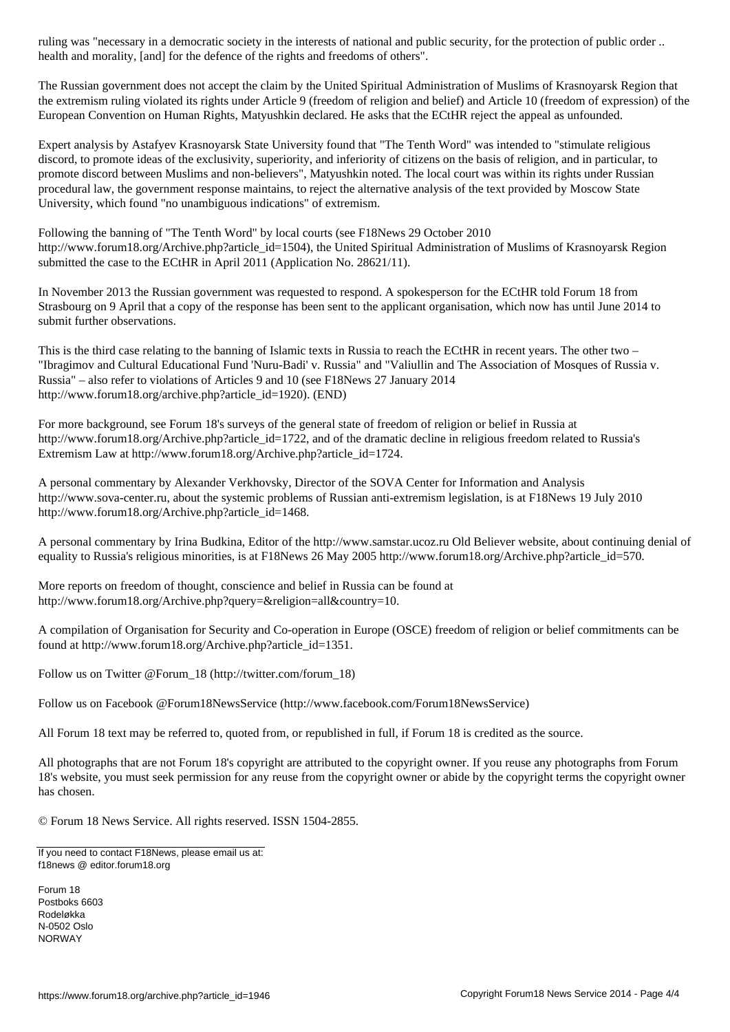ruling was "necessary in a democratic society in the interests of national and public security, for the protection of public order .. health and morality, [and] for the defence of the rights and freedoms of others".

The Russian government does not accept the claim by the United Spiritual Administration of Muslims of Krasnoyarsk Region that the extremism ruling violated its rights under Article 9 (freedom of religion and belief) and Article 10 (freedom of expression) of the European Convention on Human Rights, Matyushkin declared. He asks that the ECtHR reject the appeal as unfounded.

Expert analysis by Astafyev Krasnoyarsk State University found that "The Tenth Word" was intended to "stimulate religious discord, to promote ideas of the exclusivity, superiority, and inferiority of citizens on the basis of religion, and in particular, to promote discord between Muslims and non-believers", Matyushkin noted. The local court was within its rights under Russian procedural law, the government response maintains, to reject the alternative analysis of the text provided by Moscow State University, which found "no unambiguous indications" of extremism.

Following the banning of "The Tenth Word" by local courts (see F18News 29 October 2010 http://www.forum18.org/Archive.php?article_id=1504), the United Spiritual Administration of Muslims of Krasnoyarsk Region submitted the case to the ECtHR in April 2011 (Application No. 28621/11).

In November 2013 the Russian government was requested to respond. A spokesperson for the ECtHR told Forum 18 from Strasbourg on 9 April that a copy of the response has been sent to the applicant organisation, which now has until June 2014 to submit further observations.

This is the third case relating to the banning of Islamic texts in Russia to reach the ECtHR in recent years. The other two – "Ibragimov and Cultural Educational Fund 'Nuru-Badi' v. Russia" and "Valiullin and The Association of Mosques of Russia v. Russia" – also refer to violations of Articles 9 and 10 (see F18News 27 January 2014 http://www.forum18.org/archive.php?article_id=1920). (END)

For more background, see Forum 18's surveys of the general state of freedom of religion or belief in Russia at http://www.forum18.org/Archive.php?article_id=1722, and of the dramatic decline in religious freedom related to Russia's Extremism Law at http://www.forum18.org/Archive.php?article_id=1724.

A personal commentary by Alexander Verkhovsky, Director of the SOVA Center for Information and Analysis http://www.sova-center.ru, about the systemic problems of Russian anti-extremism legislation, is at F18News 19 July 2010 http://www.forum18.org/Archive.php?article_id=1468.

A personal commentary by Irina Budkina, Editor of the http://www.samstar.ucoz.ru Old Believer website, about continuing denial of equality to Russia's religious minorities, is at F18News 26 May 2005 http://www.forum18.org/Archive.php?article_id=570.

More reports on freedom of thought, conscience and belief in Russia can be found at http://www.forum18.org/Archive.php?query=&religion=all&country=10.

A compilation of Organisation for Security and Co-operation in Europe (OSCE) freedom of religion or belief commitments can be found at http://www.forum18.org/Archive.php?article_id=1351.

Follow us on Twitter @Forum_18 (http://twitter.com/forum_18)

Follow us on Facebook @Forum18NewsService (http://www.facebook.com/Forum18NewsService)

All Forum 18 text may be referred to, quoted from, or republished in full, if Forum 18 is credited as the source.

All photographs that are not Forum 18's copyright are attributed to the copyright owner. If you reuse any photographs from Forum 18's website, you must seek permission for any reuse from the copyright owner or abide by the copyright terms the copyright owner has chosen.

© Forum 18 News Service. All rights reserved. ISSN 1504-2855.

If you need to contact F18News, please email us at:
f18news @ editor.forum18.org

Forum 18
Postboks 6603
Rodeløkka
N-0502 Oslo
NORWAY